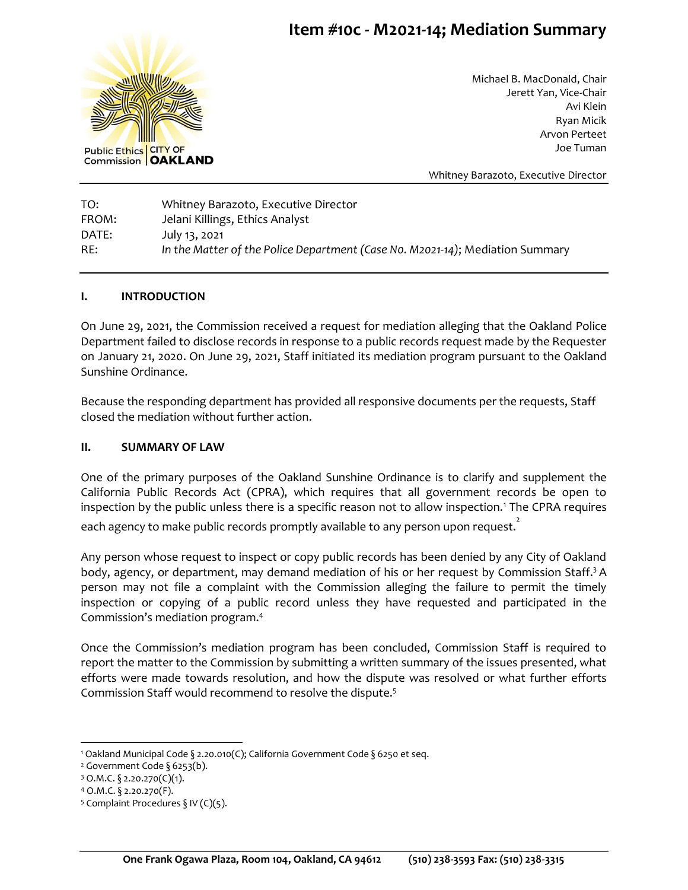# Item #10c - M2021-14; Mediation Summary

Public Ethics Commission | CITY OF OAKLAND

Michael B. MacDonald, Chair
Jerett Yan, Vice-Chair
Avi Klein
Ryan Micik
Arvon Perteet
Joe Tuman

Whitney Barazoto, Executive Director

TO: Whitney Barazoto, Executive Director
FROM: Jelani Killings, Ethics Analyst
DATE: July 13, 2021
RE: *In the Matter of the Police Department (Case N0. M2021-14)*; Mediation Summary

## I. INTRODUCTION

On June 29, 2021, the Commission received a request for mediation alleging that the Oakland Police Department failed to disclose records in response to a public records request made by the Requester on January 21, 2020. On June 29, 2021, Staff initiated its mediation program pursuant to the Oakland Sunshine Ordinance.

Because the responding department has provided all responsive documents per the requests, Staff closed the mediation without further action.

## II. SUMMARY OF LAW

One of the primary purposes of the Oakland Sunshine Ordinance is to clarify and supplement the California Public Records Act (CPRA), which requires that all government records be open to inspection by the public unless there is a specific reason not to allow inspection.[1] The CPRA requires each agency to make public records promptly available to any person upon request.[2]

Any person whose request to inspect or copy public records has been denied by any City of Oakland body, agency, or department, may demand mediation of his or her request by Commission Staff.[3] A person may not file a complaint with the Commission alleging the failure to permit the timely inspection or copying of a public record unless they have requested and participated in the Commission's mediation program.[4]

Once the Commission's mediation program has been concluded, Commission Staff is required to report the matter to the Commission by submitting a written summary of the issues presented, what efforts were made towards resolution, and how the dispute was resolved or what further efforts Commission Staff would recommend to resolve the dispute.[5]

---

[1] Oakland Municipal Code § 2.20.010(C); California Government Code § 6250 et seq.
[2] Government Code § 6253(b).
[3] O.M.C. § 2.20.270(C)(1).
[4] O.M.C. § 2.20.270(F).
[5] Complaint Procedures § IV (C)(5).

One Frank Ogawa Plaza, Room 104, Oakland, CA 94612 (510) 238-3593 Fax: (510) 238-3315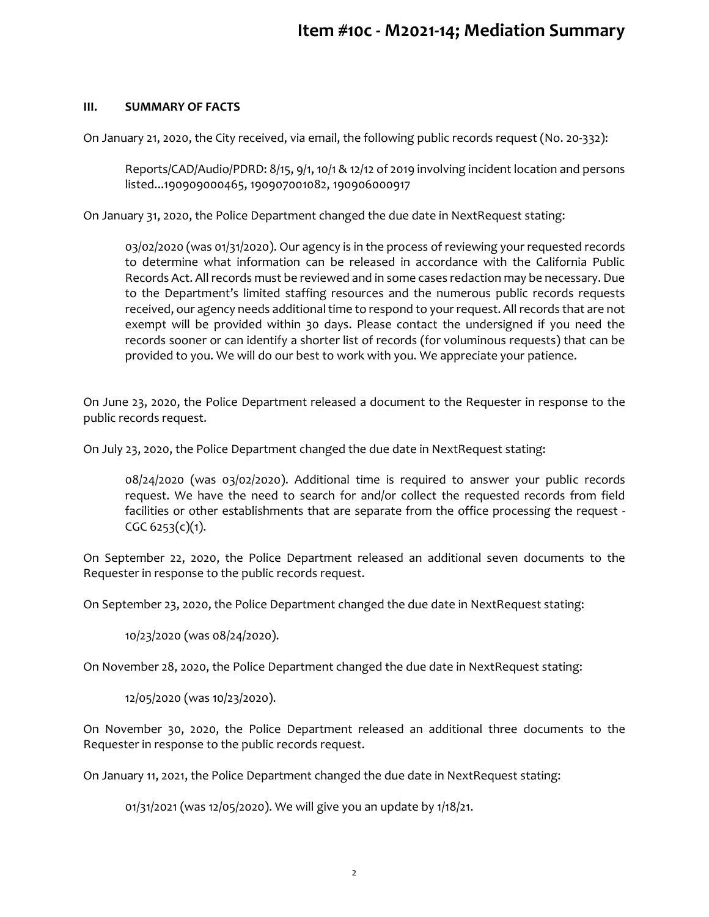### III. SUMMARY OF FACTS

On January 21, 2020, the City received, via email, the following public records request (No. 20-332):

> Reports/CAD/Audio/PDRD: 8/15, 9/1, 10/1 & 12/12 of 2019 involving incident location and persons listed...190909000465, 190907001082, 190906000917

On January 31, 2020, the Police Department changed the due date in NextRequest stating:

> 03/02/2020 (was 01/31/2020). Our agency is in the process of reviewing your requested records to determine what information can be released in accordance with the California Public Records Act. All records must be reviewed and in some cases redaction may be necessary. Due to the Department's limited staffing resources and the numerous public records requests received, our agency needs additional time to respond to your request. All records that are not exempt will be provided within 30 days. Please contact the undersigned if you need the records sooner or can identify a shorter list of records (for voluminous requests) that can be provided to you. We will do our best to work with you. We appreciate your patience.

On June 23, 2020, the Police Department released a document to the Requester in response to the public records request.

On July 23, 2020, the Police Department changed the due date in NextRequest stating:

> 08/24/2020 (was 03/02/2020). Additional time is required to answer your public records request. We have the need to search for and/or collect the requested records from field facilities or other establishments that are separate from the office processing the request - CGC 6253(c)(1).

On September 22, 2020, the Police Department released an additional seven documents to the Requester in response to the public records request.

On September 23, 2020, the Police Department changed the due date in NextRequest stating:

> 10/23/2020 (was 08/24/2020).

On November 28, 2020, the Police Department changed the due date in NextRequest stating:

> 12/05/2020 (was 10/23/2020).

On November 30, 2020, the Police Department released an additional three documents to the Requester in response to the public records request.

On January 11, 2021, the Police Department changed the due date in NextRequest stating:

> 01/31/2021 (was 12/05/2020). We will give you an update by 1/18/21.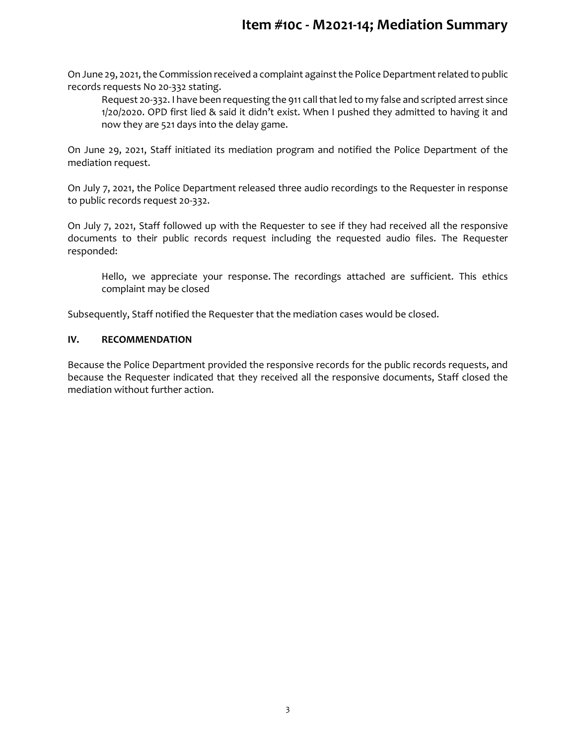On June 29, 2021, the Commission received a complaint against the Police Department related to public records requests No 20-332 stating.

> Request 20-332. I have been requesting the 911 call that led to my false and scripted arrest since 1/20/2020. OPD first lied & said it didn't exist. When I pushed they admitted to having it and now they are 521 days into the delay game.

On June 29, 2021, Staff initiated its mediation program and notified the Police Department of the mediation request.

On July 7, 2021, the Police Department released three audio recordings to the Requester in response to public records request 20-332.

On July 7, 2021, Staff followed up with the Requester to see if they had received all the responsive documents to their public records request including the requested audio files. The Requester responded:

> Hello, we appreciate your response. The recordings attached are sufficient. This ethics complaint may be closed

Subsequently, Staff notified the Requester that the mediation cases would be closed.

## IV. RECOMMENDATION

Because the Police Department provided the responsive records for the public records requests, and because the Requester indicated that they received all the responsive documents, Staff closed the mediation without further action.